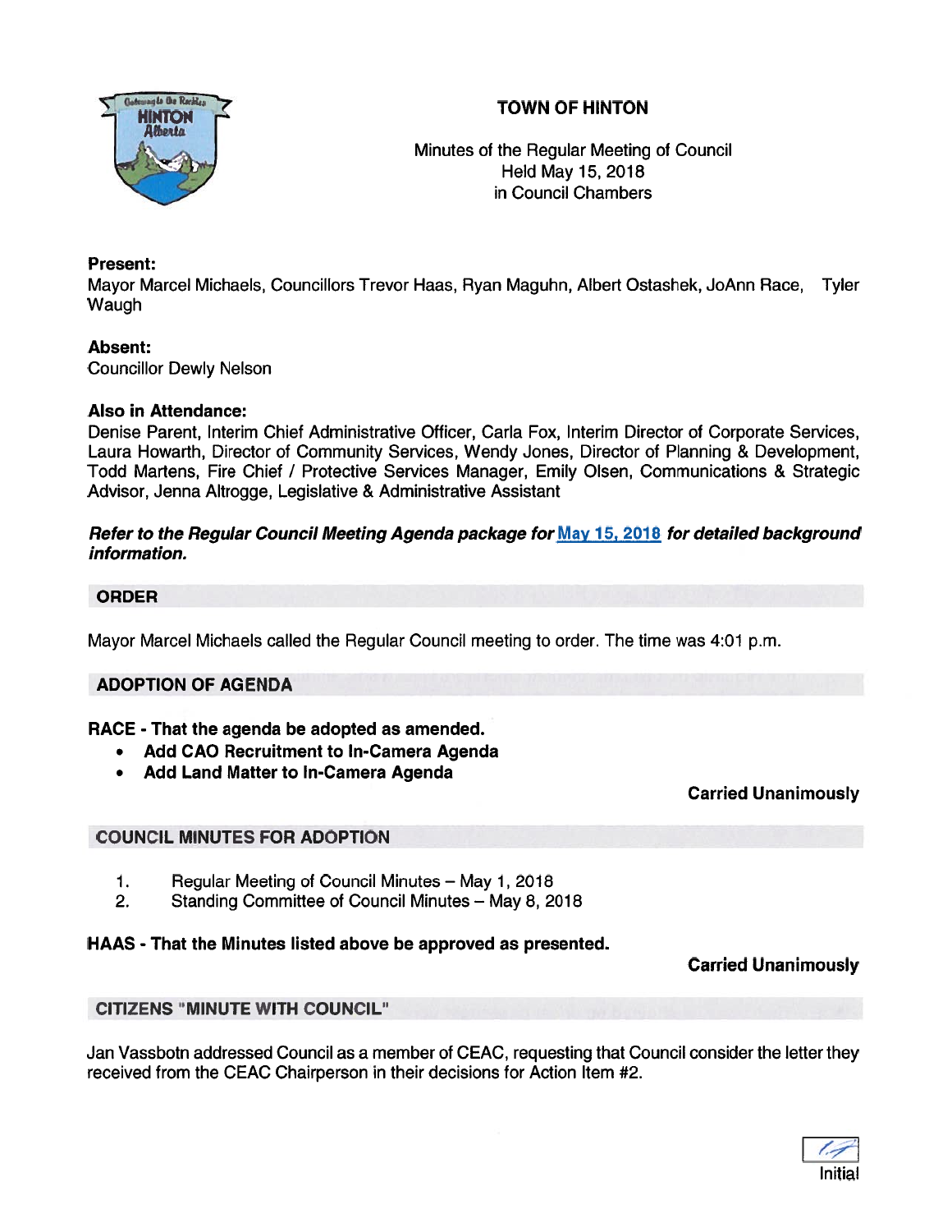# TOWN OF HINTON

Minutes of the Regular Meeting of Council
Held May 15, 2018
in Council Chambers

**Present:**
Mayor Marcel Michaels, Councillors Trevor Haas, Ryan Maguhn, Albert Ostashek, JoAnn Race, Tyler Waugh

**Absent:**
Councillor Dewly Nelson

**Also in Attendance:**
Denise Parent, Interim Chief Administrative Officer, Carla Fox, Interim Director of Corporate Services, Laura Howarth, Director of Community Services, Wendy Jones, Director of Planning & Development, Todd Martens, Fire Chief / Protective Services Manager, Emily Olsen, Communications & Strategic Advisor, Jenna Altrogge, Legislative & Administrative Assistant

***Refer to the Regular Council Meeting Agenda package for May 15, 2018 for detailed background information.***

## ORDER

Mayor Marcel Michaels called the Regular Council meeting to order. The time was 4:01 p.m.

## ADOPTION OF AGENDA

**RACE - That the agenda be adopted as amended.**

- **Add CAO Recruitment to In-Camera Agenda**
- **Add Land Matter to In-Camera Agenda**

**Carried Unanimously**

## COUNCIL MINUTES FOR ADOPTION

1. Regular Meeting of Council Minutes – May 1, 2018
2. Standing Committee of Council Minutes – May 8, 2018

**HAAS - That the Minutes listed above be approved as presented.**

**Carried Unanimously**

## CITIZENS "MINUTE WITH COUNCIL"

Jan Vassbotn addressed Council as a member of CEAC, requesting that Council consider the letter they received from the CEAC Chairperson in their decisions for Action Item #2.

Initial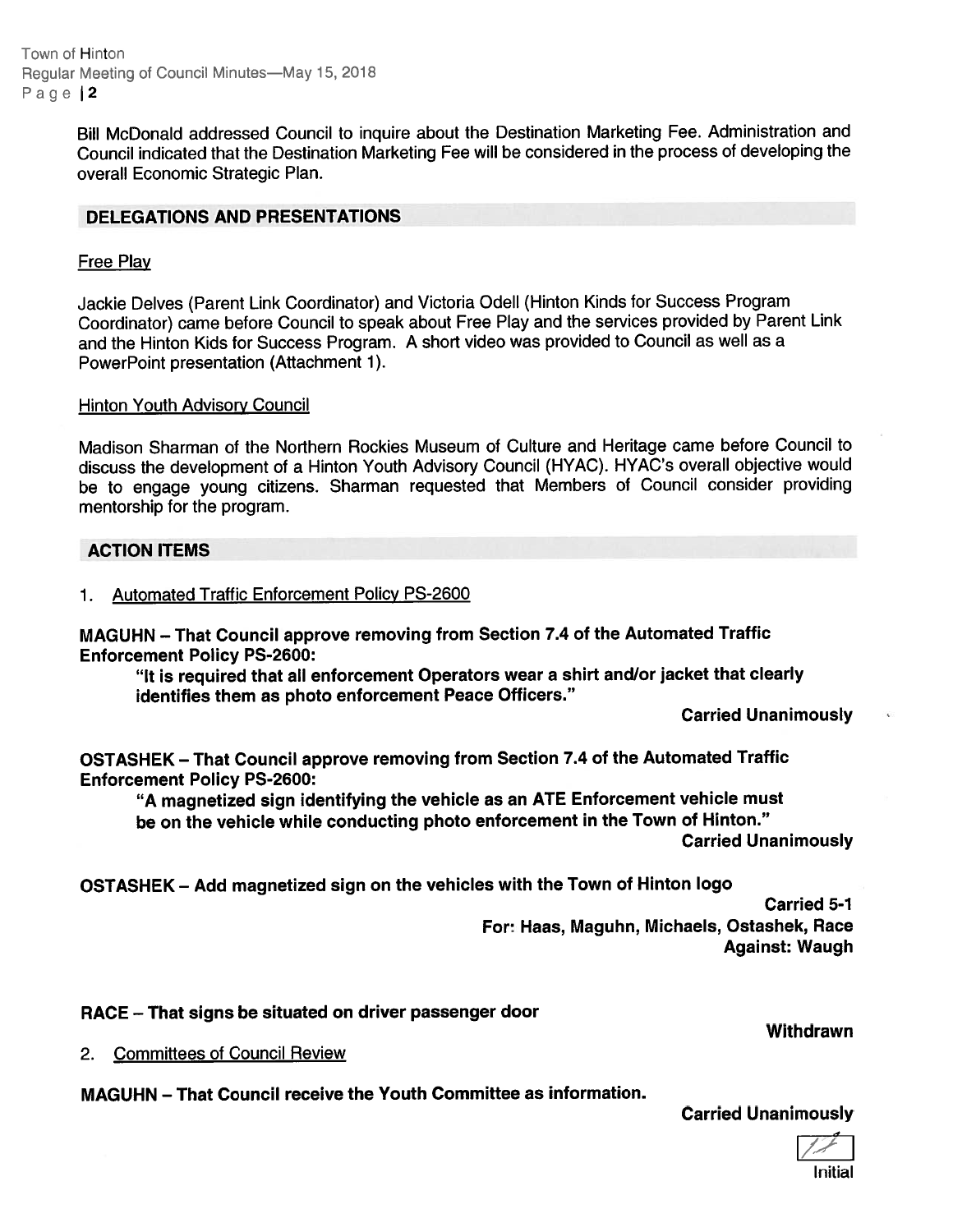Bill McDonald addressed Council to inquire about the Destination Marketing Fee. Administration and Council indicated that the Destination Marketing Fee will be considered in the process of developing the overall Economic Strategic Plan.

## DELEGATIONS AND PRESENTATIONS

Free Play

Jackie Delves (Parent Link Coordinator) and Victoria Odell (Hinton Kinds for Success Program Coordinator) came before Council to speak about Free Play and the services provided by Parent Link and the Hinton Kids for Success Program. A short video was provided to Council as well as a PowerPoint presentation (Attachment 1).

Hinton Youth Advisory Council

Madison Sharman of the Northern Rockies Museum of Culture and Heritage came before Council to discuss the development of a Hinton Youth Advisory Council (HYAC). HYAC's overall objective would be to engage young citizens. Sharman requested that Members of Council consider providing mentorship for the program.

## ACTION ITEMS

1. Automated Traffic Enforcement Policy PS-2600

**MAGUHN – That Council approve removing from Section 7.4 of the Automated Traffic Enforcement Policy PS-2600:**

> **"It is required that all enforcement Operators wear a shirt and/or jacket that clearly identifies them as photo enforcement Peace Officers."**

**Carried Unanimously**

**OSTASHEK – That Council approve removing from Section 7.4 of the Automated Traffic Enforcement Policy PS-2600:**

> **"A magnetized sign identifying the vehicle as an ATE Enforcement vehicle must be on the vehicle while conducting photo enforcement in the Town of Hinton."**

**Carried Unanimously**

**OSTASHEK – Add magnetized sign on the vehicles with the Town of Hinton logo**

**Carried 5-1**
**For: Haas, Maguhn, Michaels, Ostashek, Race**
**Against: Waugh**

**RACE – That signs be situated on driver passenger door**

**Withdrawn**

2. Committees of Council Review

**MAGUHN – That Council receive the Youth Committee as information.**

**Carried Unanimously**

Initial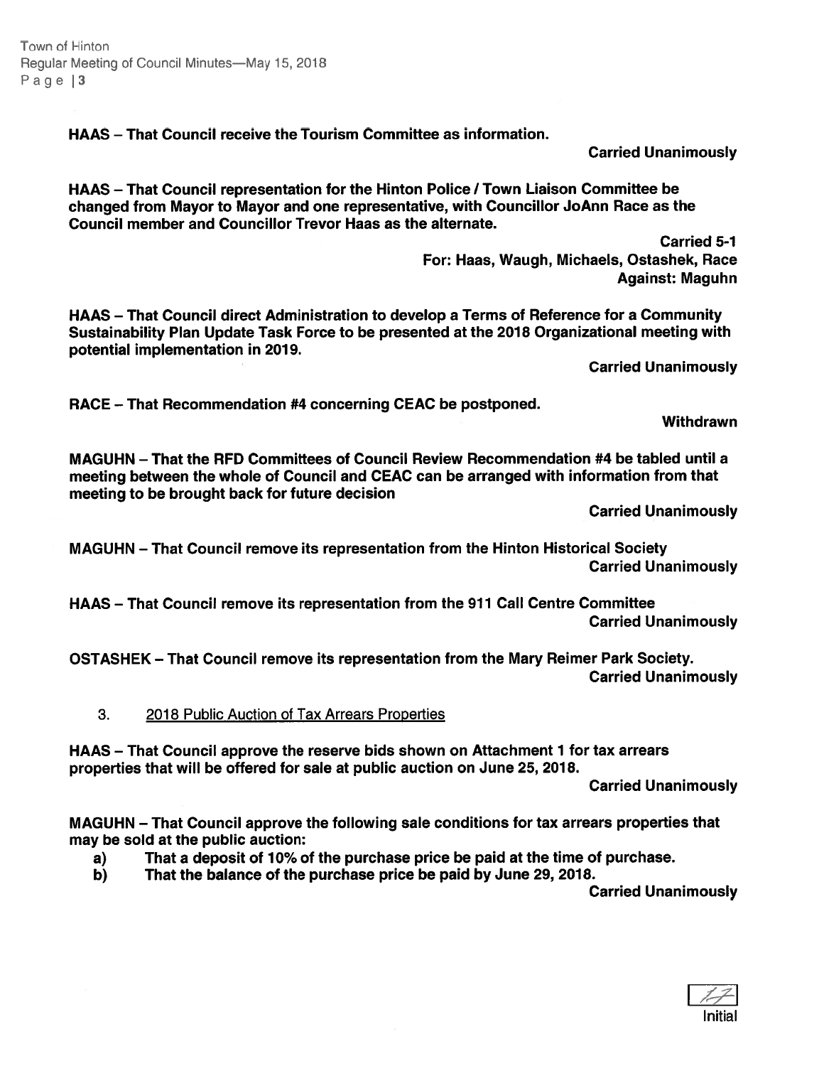**HAAS – That Council receive the Tourism Committee as information.**

**Carried Unanimously**

**HAAS – That Council representation for the Hinton Police / Town Liaison Committee be changed from Mayor to Mayor and one representative, with Councillor JoAnn Race as the Council member and Councillor Trevor Haas as the alternate.**

**Carried 5-1**
**For: Haas, Waugh, Michaels, Ostashek, Race**
**Against: Maguhn**

**HAAS – That Council direct Administration to develop a Terms of Reference for a Community Sustainability Plan Update Task Force to be presented at the 2018 Organizational meeting with potential implementation in 2019.**

**Carried Unanimously**

**RACE – That Recommendation #4 concerning CEAC be postponed.**

**Withdrawn**

**MAGUHN – That the RFD Committees of Council Review Recommendation #4 be tabled until a meeting between the whole of Council and CEAC can be arranged with information from that meeting to be brought back for future decision**

**Carried Unanimously**

**MAGUHN – That Council remove its representation from the Hinton Historical Society**
**Carried Unanimously**

**HAAS – That Council remove its representation from the 911 Call Centre Committee**
**Carried Unanimously**

**OSTASHEK – That Council remove its representation from the Mary Reimer Park Society.**
**Carried Unanimously**

3. 2018 Public Auction of Tax Arrears Properties

**HAAS – That Council approve the reserve bids shown on Attachment 1 for tax arrears properties that will be offered for sale at public auction on June 25, 2018.**

**Carried Unanimously**

**MAGUHN – That Council approve the following sale conditions for tax arrears properties that may be sold at the public auction:**

**a) That a deposit of 10% of the purchase price be paid at the time of purchase.**
**b) That the balance of the purchase price be paid by June 29, 2018.**

**Carried Unanimously**

Initial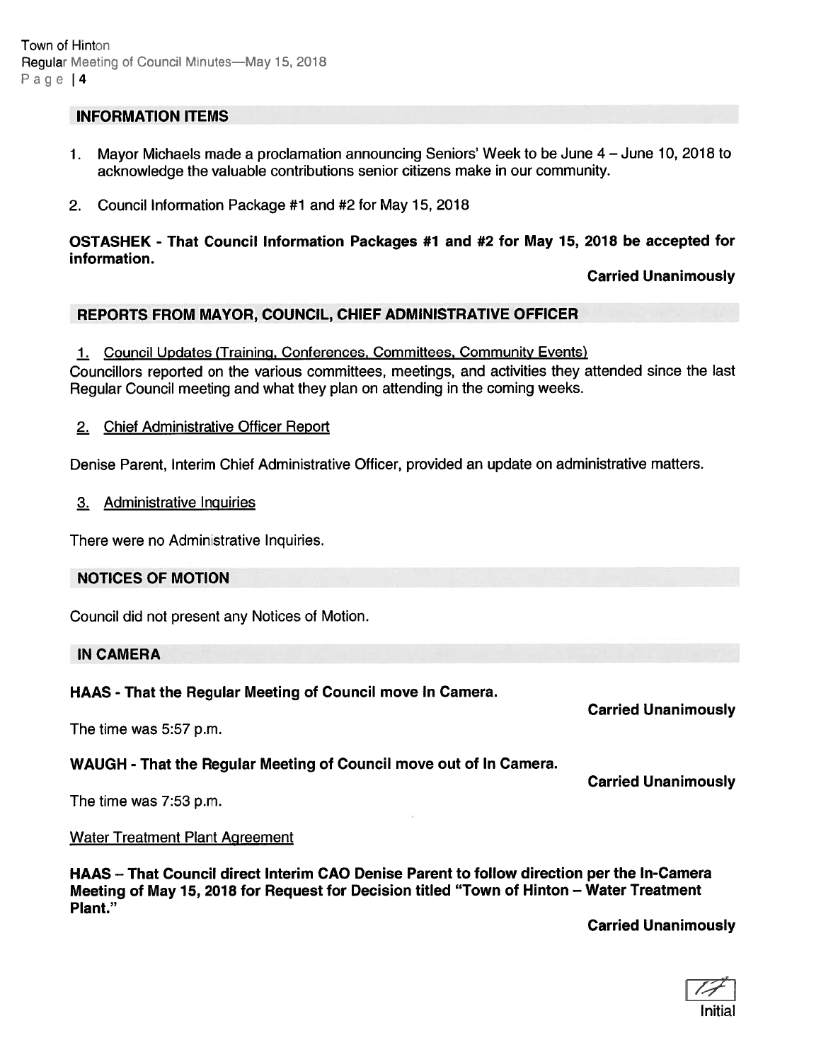## INFORMATION ITEMS

1. Mayor Michaels made a proclamation announcing Seniors' Week to be June 4 – June 10, 2018 to acknowledge the valuable contributions senior citizens make in our community.

2. Council Information Package #1 and #2 for May 15, 2018

**OSTASHEK - That Council Information Packages #1 and #2 for May 15, 2018 be accepted for information.**

**Carried Unanimously**

## REPORTS FROM MAYOR, COUNCIL, CHIEF ADMINISTRATIVE OFFICER

1. Council Updates (Training, Conferences, Committees, Community Events)

Councillors reported on the various committees, meetings, and activities they attended since the last Regular Council meeting and what they plan on attending in the coming weeks.

2. Chief Administrative Officer Report

Denise Parent, Interim Chief Administrative Officer, provided an update on administrative matters.

3. Administrative Inquiries

There were no Administrative Inquiries.

## NOTICES OF MOTION

Council did not present any Notices of Motion.

## IN CAMERA

**HAAS - That the Regular Meeting of Council move In Camera.**

**Carried Unanimously**

The time was 5:57 p.m.

**WAUGH - That the Regular Meeting of Council move out of In Camera.**

**Carried Unanimously**

The time was 7:53 p.m.

Water Treatment Plant Agreement

**HAAS – That Council direct Interim CAO Denise Parent to follow direction per the In-Camera Meeting of May 15, 2018 for Request for Decision titled "Town of Hinton – Water Treatment Plant."**

**Carried Unanimously**

Initial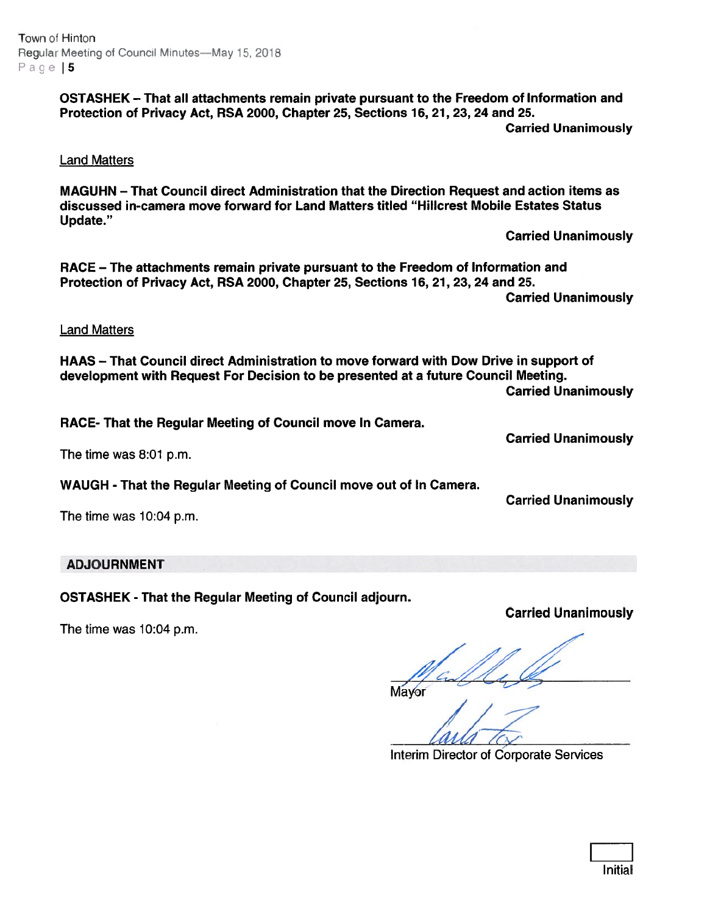**OSTASHEK – That all attachments remain private pursuant to the Freedom of Information and Protection of Privacy Act, RSA 2000, Chapter 25, Sections 16, 21, 23, 24 and 25.**

**Carried Unanimously**

Land Matters

**MAGUHN – That Council direct Administration that the Direction Request and action items as discussed in-camera move forward for Land Matters titled "Hillcrest Mobile Estates Status Update."**

**Carried Unanimously**

**RACE – The attachments remain private pursuant to the Freedom of Information and Protection of Privacy Act, RSA 2000, Chapter 25, Sections 16, 21, 23, 24 and 25.**

**Carried Unanimously**

Land Matters

**HAAS – That Council direct Administration to move forward with Dow Drive in support of development with Request For Decision to be presented at a future Council Meeting.**

**Carried Unanimously**

**RACE- That the Regular Meeting of Council move In Camera.**

**Carried Unanimously**

The time was 8:01 p.m.

**WAUGH - That the Regular Meeting of Council move out of In Camera.**

**Carried Unanimously**

The time was 10:04 p.m.

## ADJOURNMENT

**OSTASHEK - That the Regular Meeting of Council adjourn.**

**Carried Unanimously**

The time was 10:04 p.m.

Mayor

Interim Director of Corporate Services

Initial